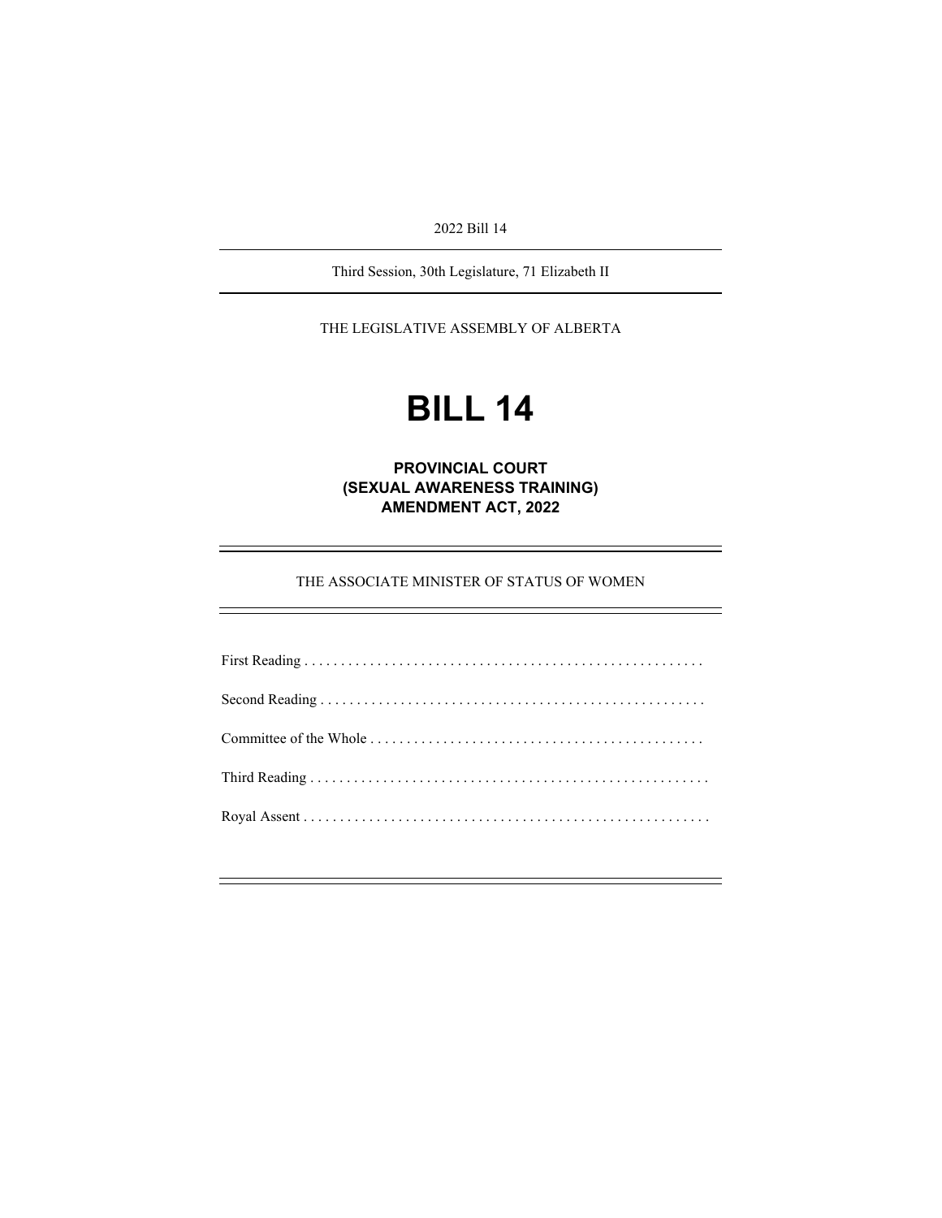2022 Bill 14

Third Session, 30th Legislature, 71 Elizabeth II

THE LEGISLATIVE ASSEMBLY OF ALBERTA

# BILL 14

## PROVINCIAL COURT (SEXUAL AWARENESS TRAINING) AMENDMENT ACT, 2022

THE ASSOCIATE MINISTER OF STATUS OF WOMEN

First Reading . . . . . . . . . . . . . . . . . . . . . . . . . . . . . . . . . . . . . . . . . . . . . . . . . . . . . .

Second Reading . . . . . . . . . . . . . . . . . . . . . . . . . . . . . . . . . . . . . . . . . . . . . . . . . . . .

Committee of the Whole . . . . . . . . . . . . . . . . . . . . . . . . . . . . . . . . . . . . . . . . . . . . .

Third Reading . . . . . . . . . . . . . . . . . . . . . . . . . . . . . . . . . . . . . . . . . . . . . . . . . . . . . .

Royal Assent . . . . . . . . . . . . . . . . . . . . . . . . . . . . . . . . . . . . . . . . . . . . . . . . . . . . . . .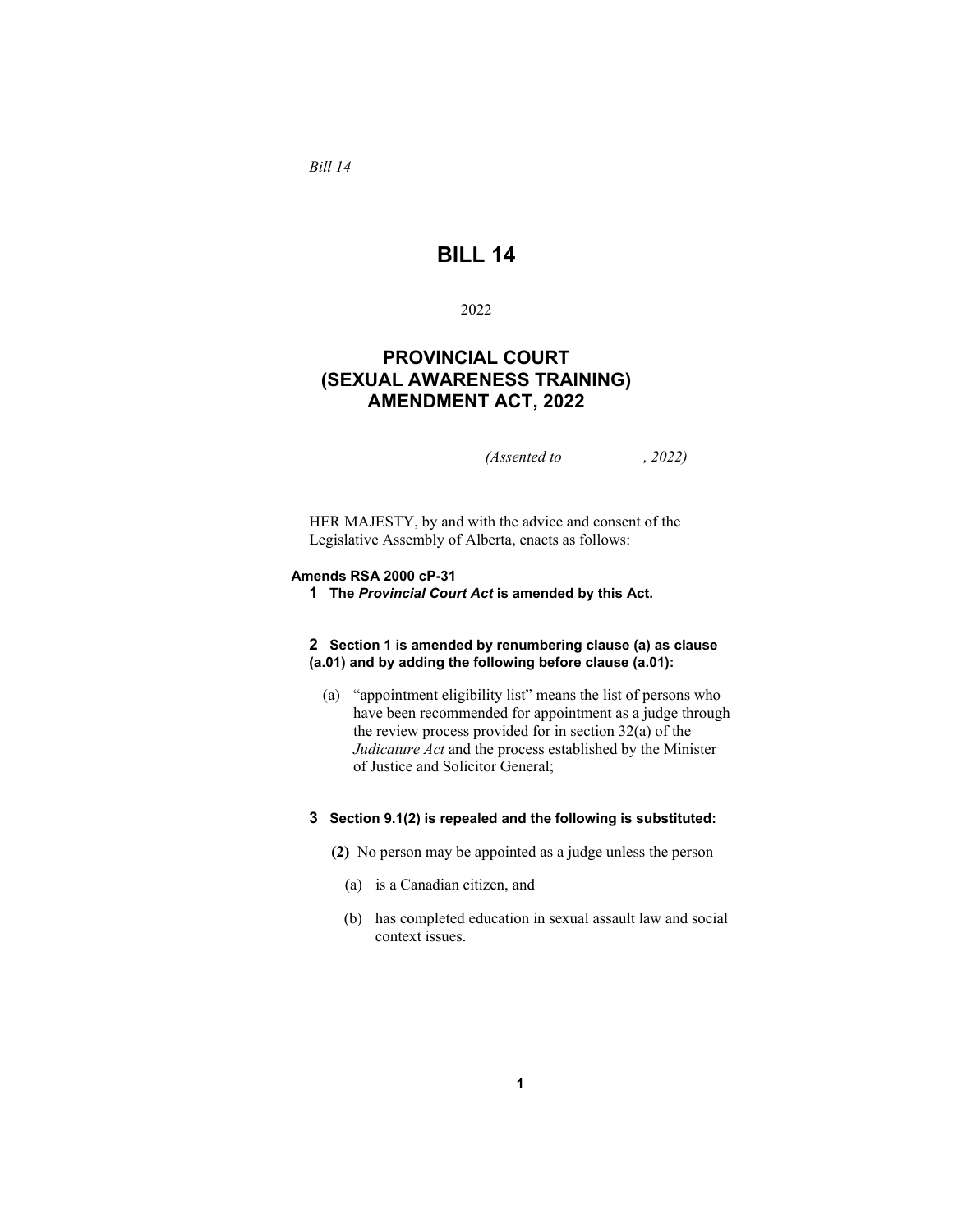*Bill 14*

# BILL 14

2022

## PROVINCIAL COURT (SEXUAL AWARENESS TRAINING) AMENDMENT ACT, 2022

*(Assented to , 2022)*

HER MAJESTY, by and with the advice and consent of the Legislative Assembly of Alberta, enacts as follows:

**Amends RSA 2000 cP-31**

**1 The *Provincial Court Act* is amended by this Act.**

**2 Section 1 is amended by renumbering clause (a) as clause (a.01) and by adding the following before clause (a.01):**

(a) "appointment eligibility list" means the list of persons who have been recommended for appointment as a judge through the review process provided for in section 32(a) of the *Judicature Act* and the process established by the Minister of Justice and Solicitor General;

**3 Section 9.1(2) is repealed and the following is substituted:**

**(2)** No person may be appointed as a judge unless the person

(a) is a Canadian citizen, and

(b) has completed education in sexual assault law and social context issues.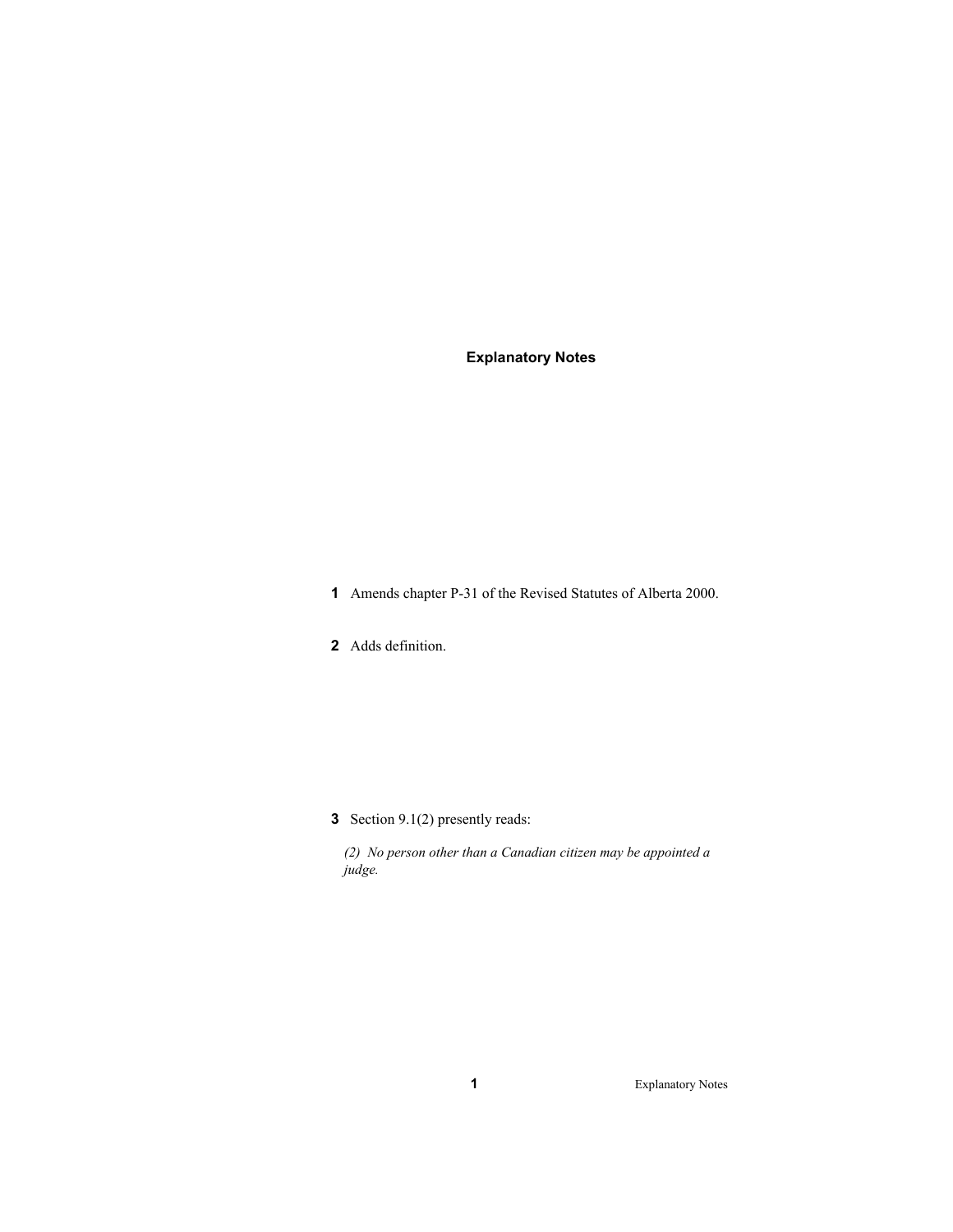## Explanatory Notes

**1** Amends chapter P-31 of the Revised Statutes of Alberta 2000.

**2** Adds definition.

**3** Section 9.1(2) presently reads:

*(2) No person other than a Canadian citizen may be appointed a judge.*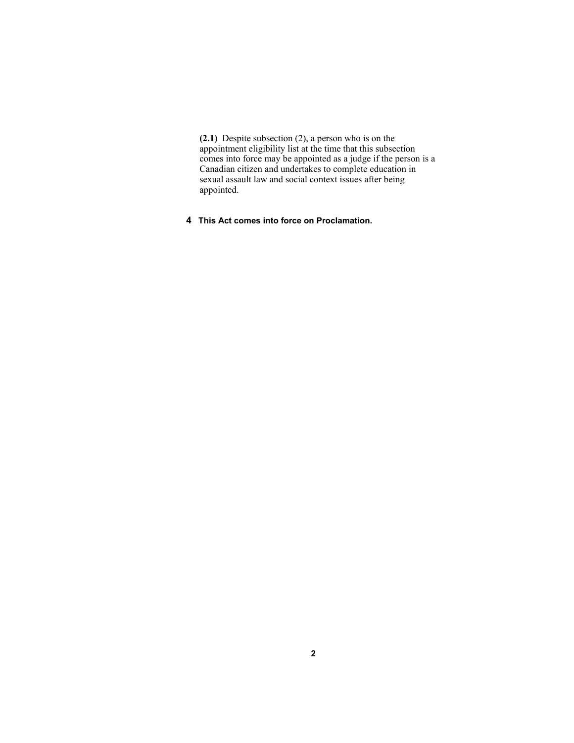**(2.1)** Despite subsection (2), a person who is on the appointment eligibility list at the time that this subsection comes into force may be appointed as a judge if the person is a Canadian citizen and undertakes to complete education in sexual assault law and social context issues after being appointed.

**4** **This Act comes into force on Proclamation.**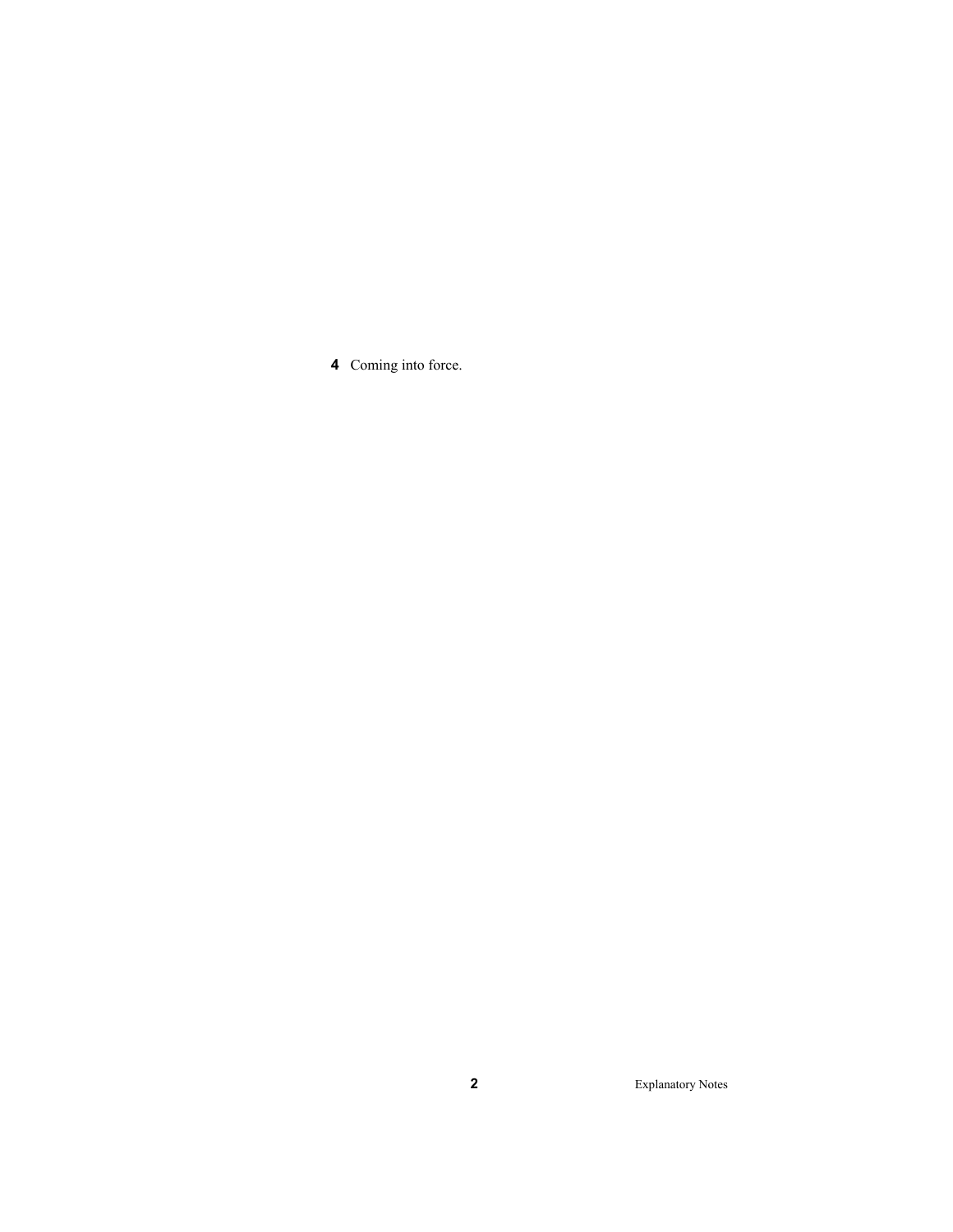**4** Coming into force.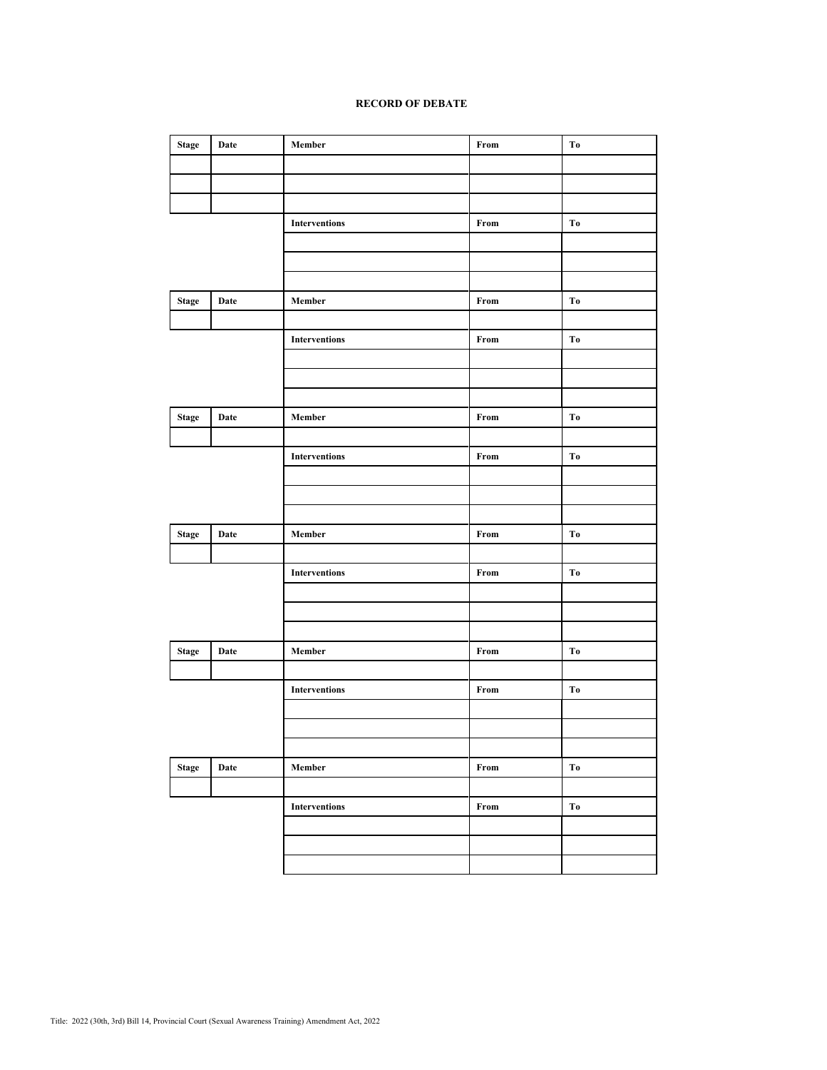**RECORD OF DEBATE**

| Stage | Date | Member | From | To |
|---|---|---|---|---|
| | | | | |
| | | | | |
| | | | | |
| | | Interventions | From | To |
| | | | | |
| | | | | |
| | | | | |
| Stage | Date | Member | From | To |
| | | | | |
| | | Interventions | From | To |
| | | | | |
| | | | | |
| | | | | |
| Stage | Date | Member | From | To |
| | | | | |
| | | Interventions | From | To |
| | | | | |
| | | | | |
| | | | | |
| Stage | Date | Member | From | To |
| | | | | |
| | | Interventions | From | To |
| | | | | |
| | | | | |
| | | | | |
| Stage | Date | Member | From | To |
| | | | | |
| | | Interventions | From | To |
| | | | | |
| | | | | |
| | | | | |
| Stage | Date | Member | From | To |
| | | | | |
| | | Interventions | From | To |
| | | | | |
| | | | | |
| | | | | |

Title: 2022 (30th, 3rd) Bill 14, Provincial Court (Sexual Awareness Training) Amendment Act, 2022